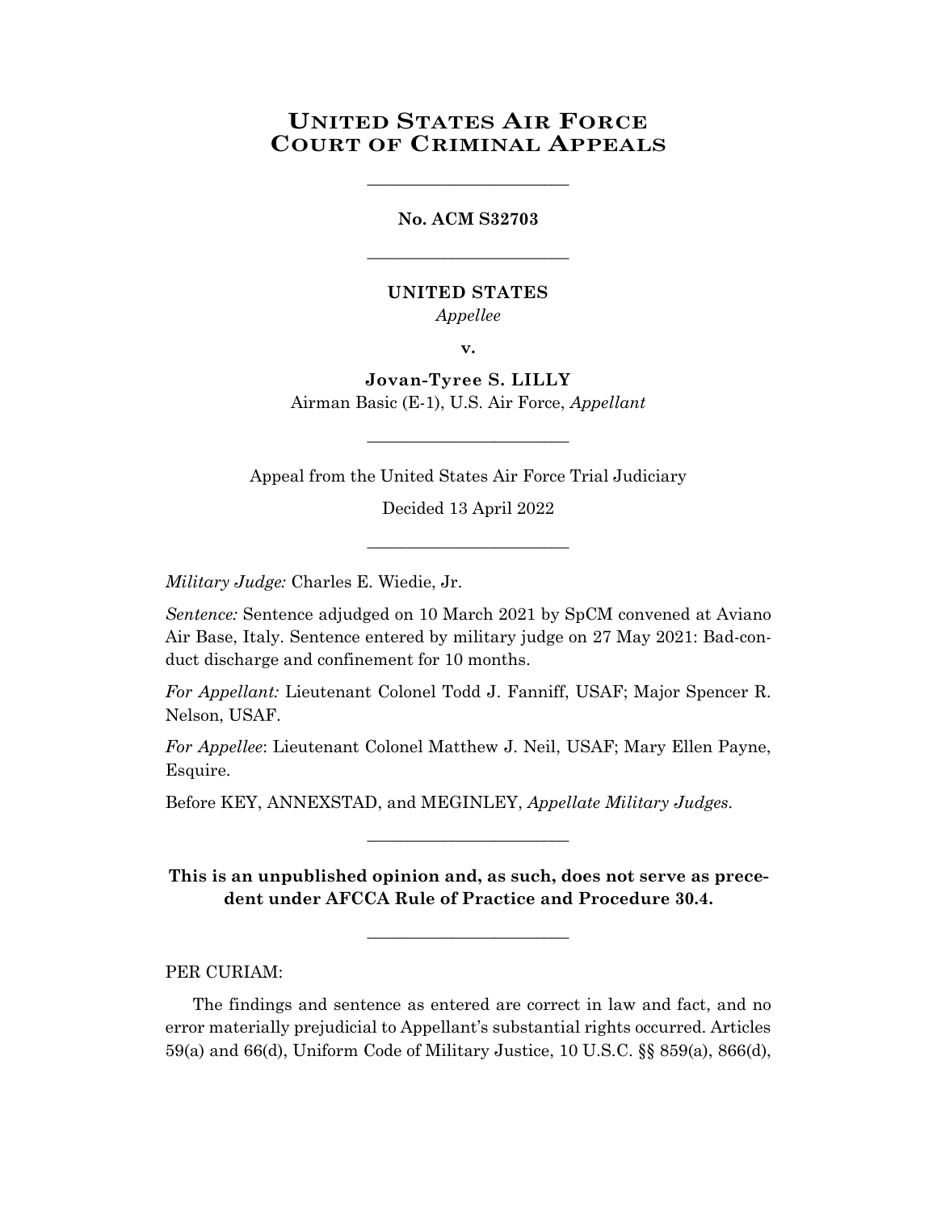# United States Air Force Court of Criminal Appeals

________________________

**No. ACM S32703**

________________________

**UNITED STATES**
*Appellee*

**v.**

**Jovan-Tyree S. LILLY**
Airman Basic (E-1), U.S. Air Force, *Appellant*

________________________

Appeal from the United States Air Force Trial Judiciary

Decided 13 April 2022

________________________

*Military Judge:* Charles E. Wiedie, Jr.

*Sentence:* Sentence adjudged on 10 March 2021 by SpCM convened at Aviano Air Base, Italy. Sentence entered by military judge on 27 May 2021: Bad-conduct discharge and confinement for 10 months.

*For Appellant:* Lieutenant Colonel Todd J. Fanniff, USAF; Major Spencer R. Nelson, USAF.

*For Appellee*: Lieutenant Colonel Matthew J. Neil, USAF; Mary Ellen Payne, Esquire.

Before KEY, ANNEXSTAD, and MEGINLEY, *Appellate Military Judges.*

________________________

**This is an unpublished opinion and, as such, does not serve as precedent under AFCCA Rule of Practice and Procedure 30.4.**

________________________

PER CURIAM:

The findings and sentence as entered are correct in law and fact, and no error materially prejudicial to Appellant's substantial rights occurred. Articles 59(a) and 66(d), Uniform Code of Military Justice, 10 U.S.C. §§ 859(a), 866(d),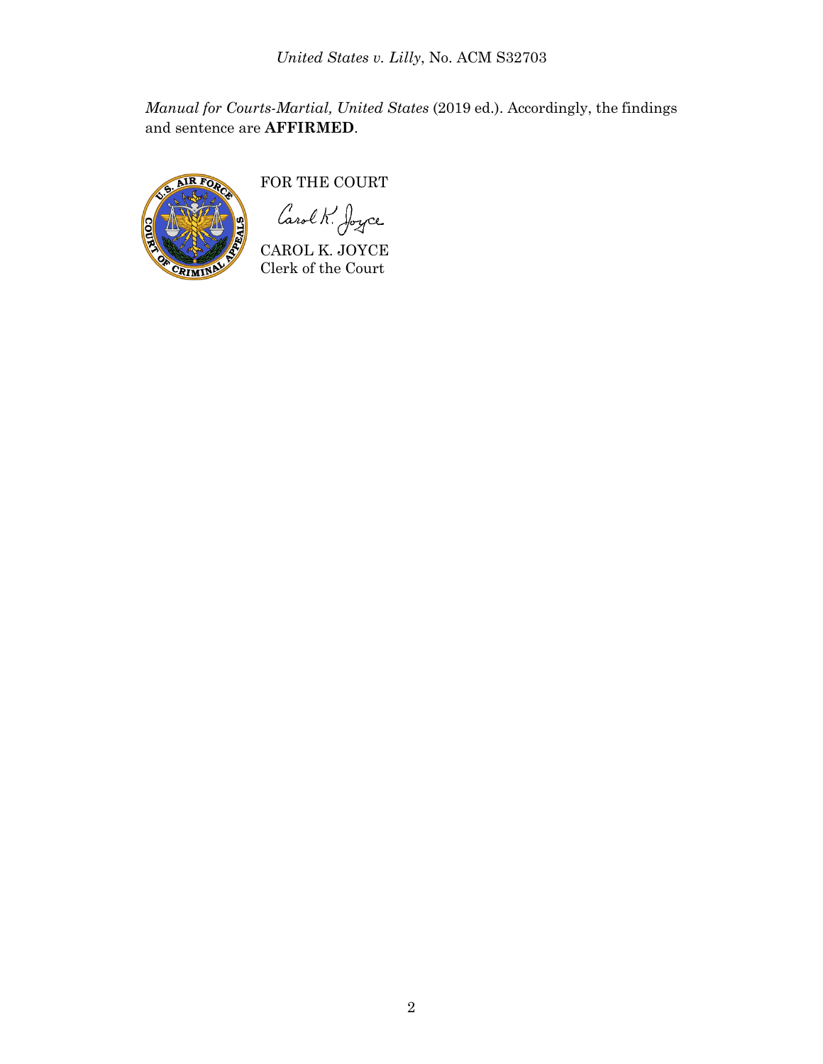*Manual for Courts-Martial, United States* (2019 ed.). Accordingly, the findings and sentence are **AFFIRMED**.

FOR THE COURT

CAROL K. JOYCE
Clerk of the Court